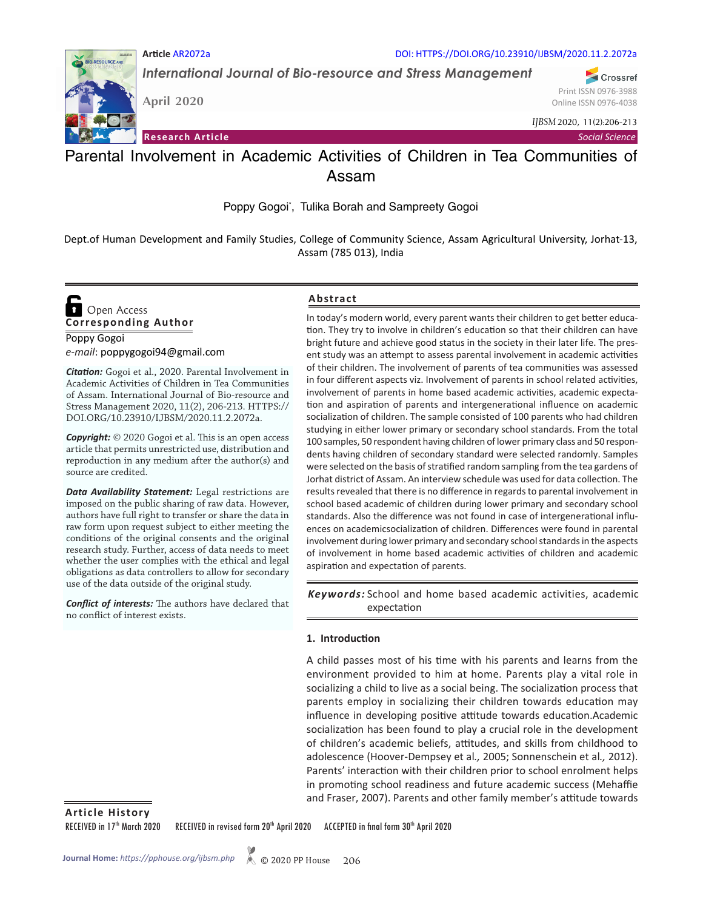Article AR2072a

DOI: HTTPS://DOI.ORG/10.23910/IJBSM/2020.11.2.2072a

*International Journal of Bio-resource and Stress Management*

April 2020

Print ISSN 0976-3988
Online ISSN 0976-4038

*IJBSM* 2020, 11(2):206-213

**Research Article** *Social Science*

# Parental Involvement in Academic Activities of Children in Tea Communities of Assam

Poppy Gogoi*, Tulika Borah and Sampreety Gogoi

Dept.of Human Development and Family Studies, College of Community Science, Assam Agricultural University, Jorhat-13, Assam (785 013), India

Open Access

**Corresponding Author**

Poppy Gogoi

*e-mail*: poppygogoi94@gmail.com

***Citation:*** Gogoi et al., 2020. Parental Involvement in Academic Activities of Children in Tea Communities of Assam. International Journal of Bio-resource and Stress Management 2020, 11(2), 206-213. HTTPS://DOI.ORG/10.23910/IJBSM/2020.11.2.2072a.

***Copyright:*** © 2020 Gogoi et al. This is an open access article that permits unrestricted use, distribution and reproduction in any medium after the author(s) and source are credited.

***Data Availability Statement:*** Legal restrictions are imposed on the public sharing of raw data. However, authors have full right to transfer or share the data in raw form upon request subject to either meeting the conditions of the original consents and the original research study. Further, access of data needs to meet whether the user complies with the ethical and legal obligations as data controllers to allow for secondary use of the data outside of the original study.

***Conflict of interests:*** The authors have declared that no conflict of interest exists.

## Abstract

In today's modern world, every parent wants their children to get better education. They try to involve in children's education so that their children can have bright future and achieve good status in the society in their later life. The present study was an attempt to assess parental involvement in academic activities of their children. The involvement of parents of tea communities was assessed in four different aspects viz. Involvement of parents in school related activities, involvement of parents in home based academic activities, academic expectation and aspiration of parents and intergenerational influence on academic socialization of children. The sample consisted of 100 parents who had children studying in either lower primary or secondary school standards. From the total 100 samples, 50 respondent having children of lower primary class and 50 respondents having children of secondary standard were selected randomly. Samples were selected on the basis of stratified random sampling from the tea gardens of Jorhat district of Assam. An interview schedule was used for data collection. The results revealed that there is no difference in regards to parental involvement in school based academic of children during lower primary and secondary school standards. Also the difference was not found in case of intergenerational influences on academicsocialization of children. Differences were found in parental involvement during lower primary and secondary school standards in the aspects of involvement in home based academic activities of children and academic aspiration and expectation of parents.

***Keywords:*** School and home based academic activities, academic expectation

## 1. Introduction

A child passes most of his time with his parents and learns from the environment provided to him at home. Parents play a vital role in socializing a child to live as a social being. The socialization process that parents employ in socializing their children towards education may influence in developing positive attitude towards education.Academic socialization has been found to play a crucial role in the development of children's academic beliefs, attitudes, and skills from childhood to adolescence (Hoover-Dempsey et al*.,* 2005; Sonnenschein et al*.,* 2012). Parents' interaction with their children prior to school enrolment helps in promoting school readiness and future academic success (Mehaffie and Fraser, 2007). Parents and other family member's attitude towards

**Article History**

RECEIVED in 17[th] March 2020 RECEIVED in revised form 20[th] April 2020 ACCEPTED in final form 30[th] April 2020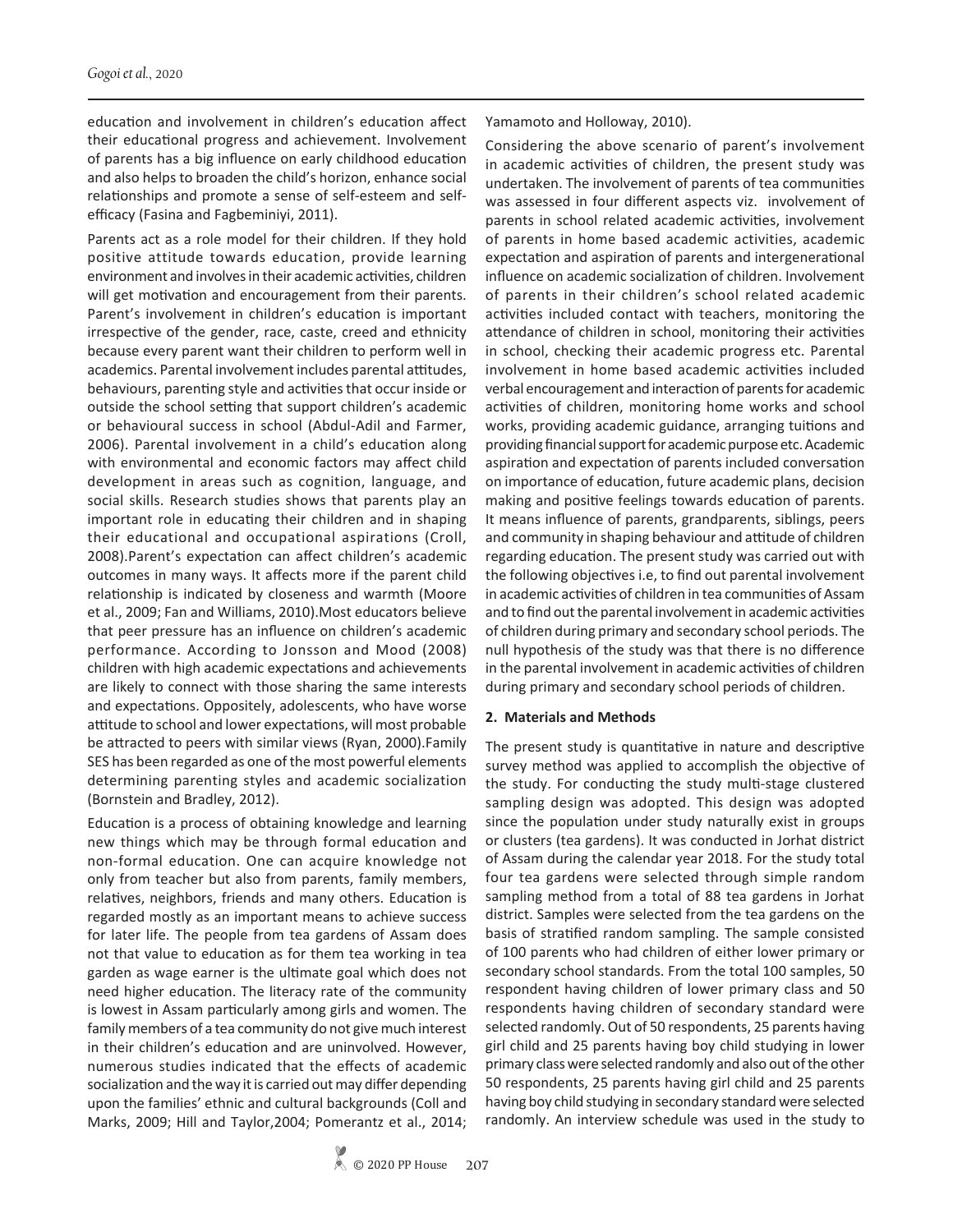education and involvement in children's education affect their educational progress and achievement. Involvement of parents has a big influence on early childhood education and also helps to broaden the child's horizon, enhance social relationships and promote a sense of self-esteem and self-efficacy (Fasina and Fagbeminiyi, 2011).

Parents act as a role model for their children. If they hold positive attitude towards education, provide learning environment and involves in their academic activities, children will get motivation and encouragement from their parents. Parent's involvement in children's education is important irrespective of the gender, race, caste, creed and ethnicity because every parent want their children to perform well in academics. Parental involvement includes parental attitudes, behaviours, parenting style and activities that occur inside or outside the school setting that support children's academic or behavioural success in school (Abdul-Adil and Farmer, 2006). Parental involvement in a child's education along with environmental and economic factors may affect child development in areas such as cognition, language, and social skills. Research studies shows that parents play an important role in educating their children and in shaping their educational and occupational aspirations (Croll, 2008).Parent's expectation can affect children's academic outcomes in many ways. It affects more if the parent child relationship is indicated by closeness and warmth (Moore et al., 2009; Fan and Williams, 2010).Most educators believe that peer pressure has an influence on children's academic performance. According to Jonsson and Mood (2008) children with high academic expectations and achievements are likely to connect with those sharing the same interests and expectations. Oppositely, adolescents, who have worse attitude to school and lower expectations, will most probable be attracted to peers with similar views (Ryan, 2000).Family SES has been regarded as one of the most powerful elements determining parenting styles and academic socialization (Bornstein and Bradley, 2012).

Education is a process of obtaining knowledge and learning new things which may be through formal education and non-formal education. One can acquire knowledge not only from teacher but also from parents, family members, relatives, neighbors, friends and many others. Education is regarded mostly as an important means to achieve success for later life. The people from tea gardens of Assam does not that value to education as for them tea working in tea garden as wage earner is the ultimate goal which does not need higher education. The literacy rate of the community is lowest in Assam particularly among girls and women. The family members of a tea community do not give much interest in their children's education and are uninvolved. However, numerous studies indicated that the effects of academic socialization and the way it is carried out may differ depending upon the families' ethnic and cultural backgrounds (Coll and Marks, 2009; Hill and Taylor,2004; Pomerantz et al., 2014; Yamamoto and Holloway, 2010).

Considering the above scenario of parent's involvement in academic activities of children, the present study was undertaken. The involvement of parents of tea communities was assessed in four different aspects viz. involvement of parents in school related academic activities, involvement of parents in home based academic activities, academic expectation and aspiration of parents and intergenerational influence on academic socialization of children. Involvement of parents in their children's school related academic activities included contact with teachers, monitoring the attendance of children in school, monitoring their activities in school, checking their academic progress etc. Parental involvement in home based academic activities included verbal encouragement and interaction of parents for academic activities of children, monitoring home works and school works, providing academic guidance, arranging tuitions and providing financial support for academic purpose etc. Academic aspiration and expectation of parents included conversation on importance of education, future academic plans, decision making and positive feelings towards education of parents. It means influence of parents, grandparents, siblings, peers and community in shaping behaviour and attitude of children regarding education. The present study was carried out with the following objectives i.e, to find out parental involvement in academic activities of children in tea communities of Assam and to find out the parental involvement in academic activities of children during primary and secondary school periods. The null hypothesis of the study was that there is no difference in the parental involvement in academic activities of children during primary and secondary school periods of children.

## 2. Materials and Methods

The present study is quantitative in nature and descriptive survey method was applied to accomplish the objective of the study. For conducting the study multi-stage clustered sampling design was adopted. This design was adopted since the population under study naturally exist in groups or clusters (tea gardens). It was conducted in Jorhat district of Assam during the calendar year 2018. For the study total four tea gardens were selected through simple random sampling method from a total of 88 tea gardens in Jorhat district. Samples were selected from the tea gardens on the basis of stratified random sampling. The sample consisted of 100 parents who had children of either lower primary or secondary school standards. From the total 100 samples, 50 respondent having children of lower primary class and 50 respondents having children of secondary standard were selected randomly. Out of 50 respondents, 25 parents having girl child and 25 parents having boy child studying in lower primary class were selected randomly and also out of the other 50 respondents, 25 parents having girl child and 25 parents having boy child studying in secondary standard were selected randomly. An interview schedule was used in the study to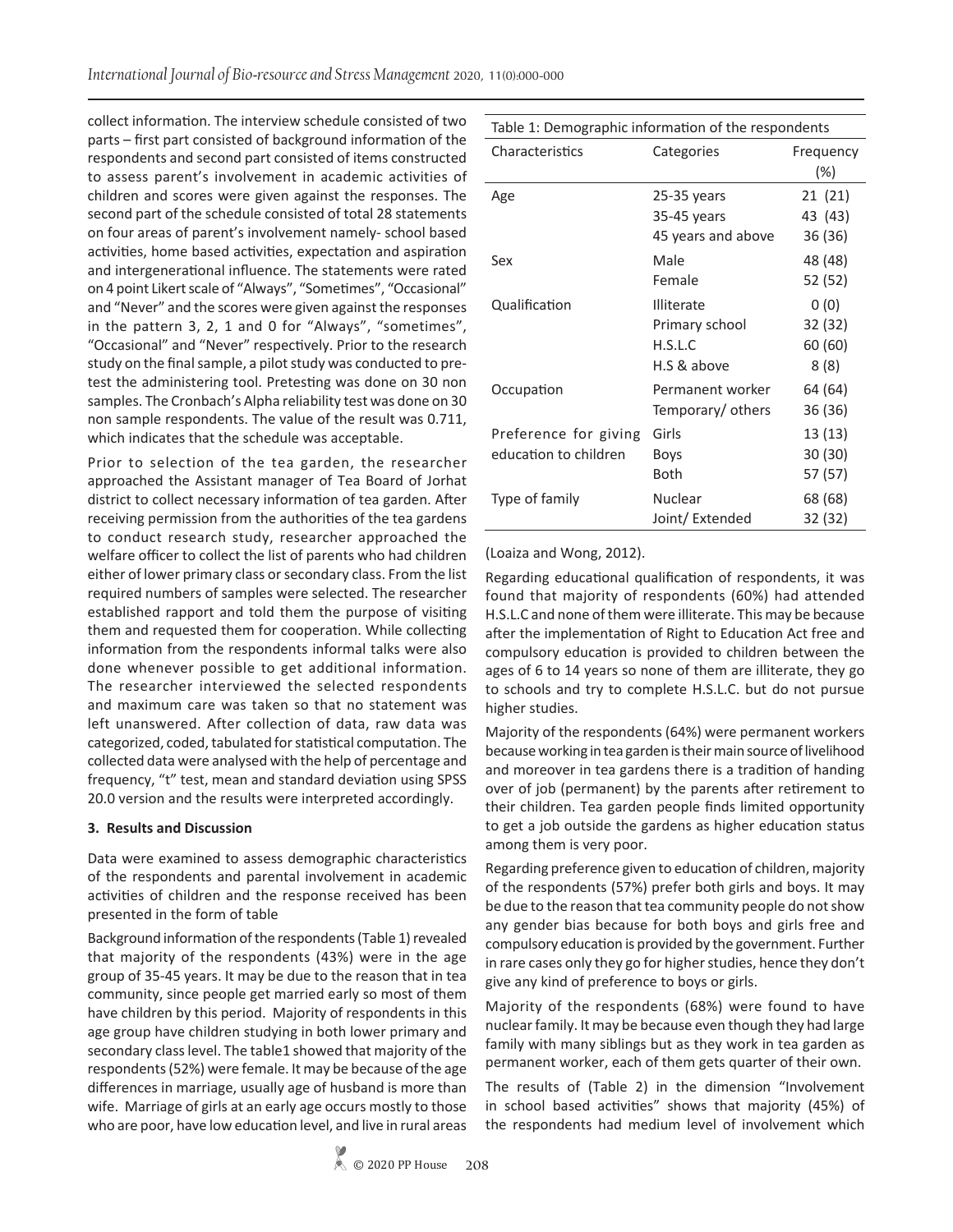collect information. The interview schedule consisted of two parts – first part consisted of background information of the respondents and second part consisted of items constructed to assess parent's involvement in academic activities of children and scores were given against the responses. The second part of the schedule consisted of total 28 statements on four areas of parent's involvement namely- school based activities, home based activities, expectation and aspiration and intergenerational influence. The statements were rated on 4 point Likert scale of "Always", "Sometimes", "Occasional" and "Never" and the scores were given against the responses in the pattern 3, 2, 1 and 0 for "Always", "sometimes", "Occasional" and "Never" respectively. Prior to the research study on the final sample, a pilot study was conducted to pre-test the administering tool. Pretesting was done on 30 non samples. The Cronbach's Alpha reliability test was done on 30 non sample respondents. The value of the result was 0.711, which indicates that the schedule was acceptable.

Prior to selection of the tea garden, the researcher approached the Assistant manager of Tea Board of Jorhat district to collect necessary information of tea garden. After receiving permission from the authorities of the tea gardens to conduct research study, researcher approached the welfare officer to collect the list of parents who had children either of lower primary class or secondary class. From the list required numbers of samples were selected. The researcher established rapport and told them the purpose of visiting them and requested them for cooperation. While collecting information from the respondents informal talks were also done whenever possible to get additional information. The researcher interviewed the selected respondents and maximum care was taken so that no statement was left unanswered. After collection of data, raw data was categorized, coded, tabulated for statistical computation. The collected data were analysed with the help of percentage and frequency, "t" test, mean and standard deviation using SPSS 20.0 version and the results were interpreted accordingly.

## 3. Results and Discussion

Data were examined to assess demographic characteristics of the respondents and parental involvement in academic activities of children and the response received has been presented in the form of table

Background information of the respondents (Table 1) revealed that majority of the respondents (43%) were in the age group of 35-45 years. It may be due to the reason that in tea community, since people get married early so most of them have children by this period. Majority of respondents in this age group have children studying in both lower primary and secondary class level. The table1 showed that majority of the respondents (52%) were female. It may be because of the age differences in marriage, usually age of husband is more than wife. Marriage of girls at an early age occurs mostly to those who are poor, have low education level, and live in rural areas (Loaiza and Wong, 2012).

Table 1: Demographic information of the respondents

| Characteristics | Categories | Frequency (%) |
|---|---|---|
| Age | 25-35 years | 21 (21) |
| | 35-45 years | 43 (43) |
| | 45 years and above | 36 (36) |
| Sex | Male | 48 (48) |
| | Female | 52 (52) |
| Qualification | Illiterate | 0 (0) |
| | Primary school | 32 (32) |
| | H.S.L.C | 60 (60) |
| | H.S & above | 8 (8) |
| Occupation | Permanent worker | 64 (64) |
| | Temporary/ others | 36 (36) |
| Preference for giving education to children | Girls | 13 (13) |
| | Boys | 30 (30) |
| | Both | 57 (57) |
| Type of family | Nuclear | 68 (68) |
| | Joint/ Extended | 32 (32) |

Regarding educational qualification of respondents, it was found that majority of respondents (60%) had attended H.S.L.C and none of them were illiterate. This may be because after the implementation of Right to Education Act free and compulsory education is provided to children between the ages of 6 to 14 years so none of them are illiterate, they go to schools and try to complete H.S.L.C. but do not pursue higher studies.

Majority of the respondents (64%) were permanent workers because working in tea garden is their main source of livelihood and moreover in tea gardens there is a tradition of handing over of job (permanent) by the parents after retirement to their children. Tea garden people finds limited opportunity to get a job outside the gardens as higher education status among them is very poor.

Regarding preference given to education of children, majority of the respondents (57%) prefer both girls and boys. It may be due to the reason that tea community people do not show any gender bias because for both boys and girls free and compulsory education is provided by the government. Further in rare cases only they go for higher studies, hence they don't give any kind of preference to boys or girls.

Majority of the respondents (68%) were found to have nuclear family. It may be because even though they had large family with many siblings but as they work in tea garden as permanent worker, each of them gets quarter of their own.

The results of (Table 2) in the dimension "Involvement in school based activities" shows that majority (45%) of the respondents had medium level of involvement which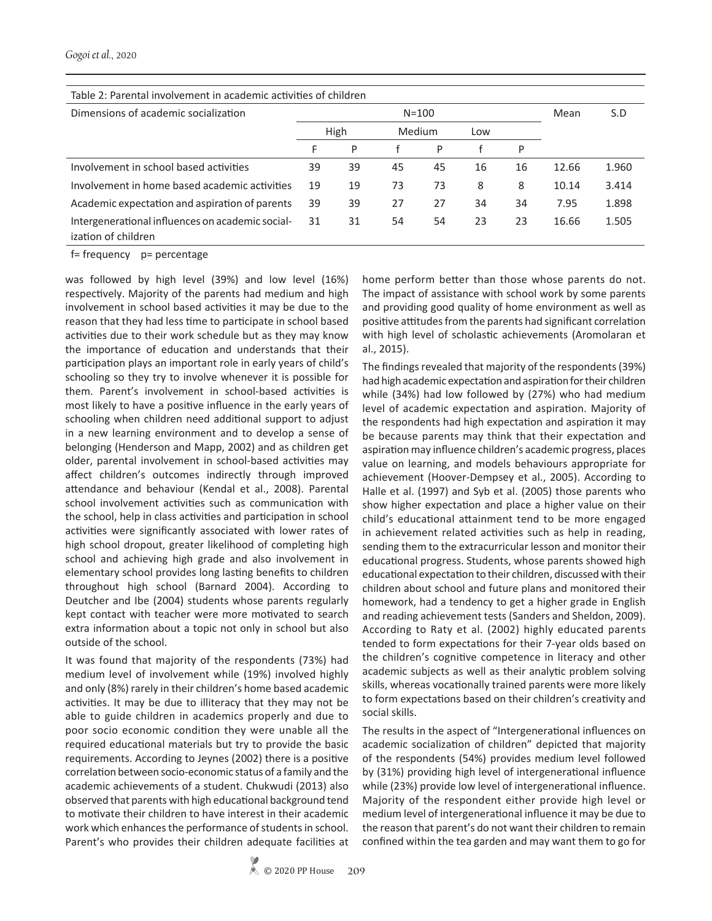Table 2: Parental involvement in academic activities of children

| Dimensions of academic socialization | N=100 | | | | | | Mean | S.D |
|---|---|---|---|---|---|---|---|---|
| | High | | Medium | | Low | | | |
| | F | P | f | P | f | P | | |
| Involvement in school based activities | 39 | 39 | 45 | 45 | 16 | 16 | 12.66 | 1.960 |
| Involvement in home based academic activities | 19 | 19 | 73 | 73 | 8 | 8 | 10.14 | 3.414 |
| Academic expectation and aspiration of parents | 39 | 39 | 27 | 27 | 34 | 34 | 7.95 | 1.898 |
| Intergenerational influences on academic socialization of children | 31 | 31 | 54 | 54 | 23 | 23 | 16.66 | 1.505 |

f= frequency p= percentage

was followed by high level (39%) and low level (16%) respectively. Majority of the parents had medium and high involvement in school based activities it may be due to the reason that they had less time to participate in school based activities due to their work schedule but as they may know the importance of education and understands that their participation plays an important role in early years of child's schooling so they try to involve whenever it is possible for them. Parent's involvement in school-based activities is most likely to have a positive influence in the early years of schooling when children need additional support to adjust in a new learning environment and to develop a sense of belonging (Henderson and Mapp, 2002) and as children get older, parental involvement in school-based activities may affect children's outcomes indirectly through improved attendance and behaviour (Kendal et al., 2008). Parental school involvement activities such as communication with the school, help in class activities and participation in school activities were significantly associated with lower rates of high school dropout, greater likelihood of completing high school and achieving high grade and also involvement in elementary school provides long lasting benefits to children throughout high school (Barnard 2004). According to Deutcher and Ibe (2004) students whose parents regularly kept contact with teacher were more motivated to search extra information about a topic not only in school but also outside of the school.

It was found that majority of the respondents (73%) had medium level of involvement while (19%) involved highly and only (8%) rarely in their children's home based academic activities. It may be due to illiteracy that they may not be able to guide children in academics properly and due to poor socio economic condition they were unable all the required educational materials but try to provide the basic requirements. According to Jeynes (2002) there is a positive correlation between socio-economic status of a family and the academic achievements of a student. Chukwudi (2013) also observed that parents with high educational background tend to motivate their children to have interest in their academic work which enhances the performance of students in school. Parent's who provides their children adequate facilities at home perform better than those whose parents do not. The impact of assistance with school work by some parents and providing good quality of home environment as well as positive attitudes from the parents had significant correlation with high level of scholastic achievements (Aromolaran et al., 2015).

The findings revealed that majority of the respondents (39%) had high academic expectation and aspiration for their children while (34%) had low followed by (27%) who had medium level of academic expectation and aspiration. Majority of the respondents had high expectation and aspiration it may be because parents may think that their expectation and aspiration may influence children's academic progress, places value on learning, and models behaviours appropriate for achievement (Hoover-Dempsey et al., 2005). According to Halle et al. (1997) and Syb et al. (2005) those parents who show higher expectation and place a higher value on their child's educational attainment tend to be more engaged in achievement related activities such as help in reading, sending them to the extracurricular lesson and monitor their educational progress. Students, whose parents showed high educational expectation to their children, discussed with their children about school and future plans and monitored their homework, had a tendency to get a higher grade in English and reading achievement tests (Sanders and Sheldon, 2009). According to Raty et al. (2002) highly educated parents tended to form expectations for their 7-year olds based on the children's cognitive competence in literacy and other academic subjects as well as their analytic problem solving skills, whereas vocationally trained parents were more likely to form expectations based on their children's creativity and social skills.

The results in the aspect of "Intergenerational influences on academic socialization of children" depicted that majority of the respondents (54%) provides medium level followed by (31%) providing high level of intergenerational influence while (23%) provide low level of intergenerational influence. Majority of the respondent either provide high level or medium level of intergenerational influence it may be due to the reason that parent's do not want their children to remain confined within the tea garden and may want them to go for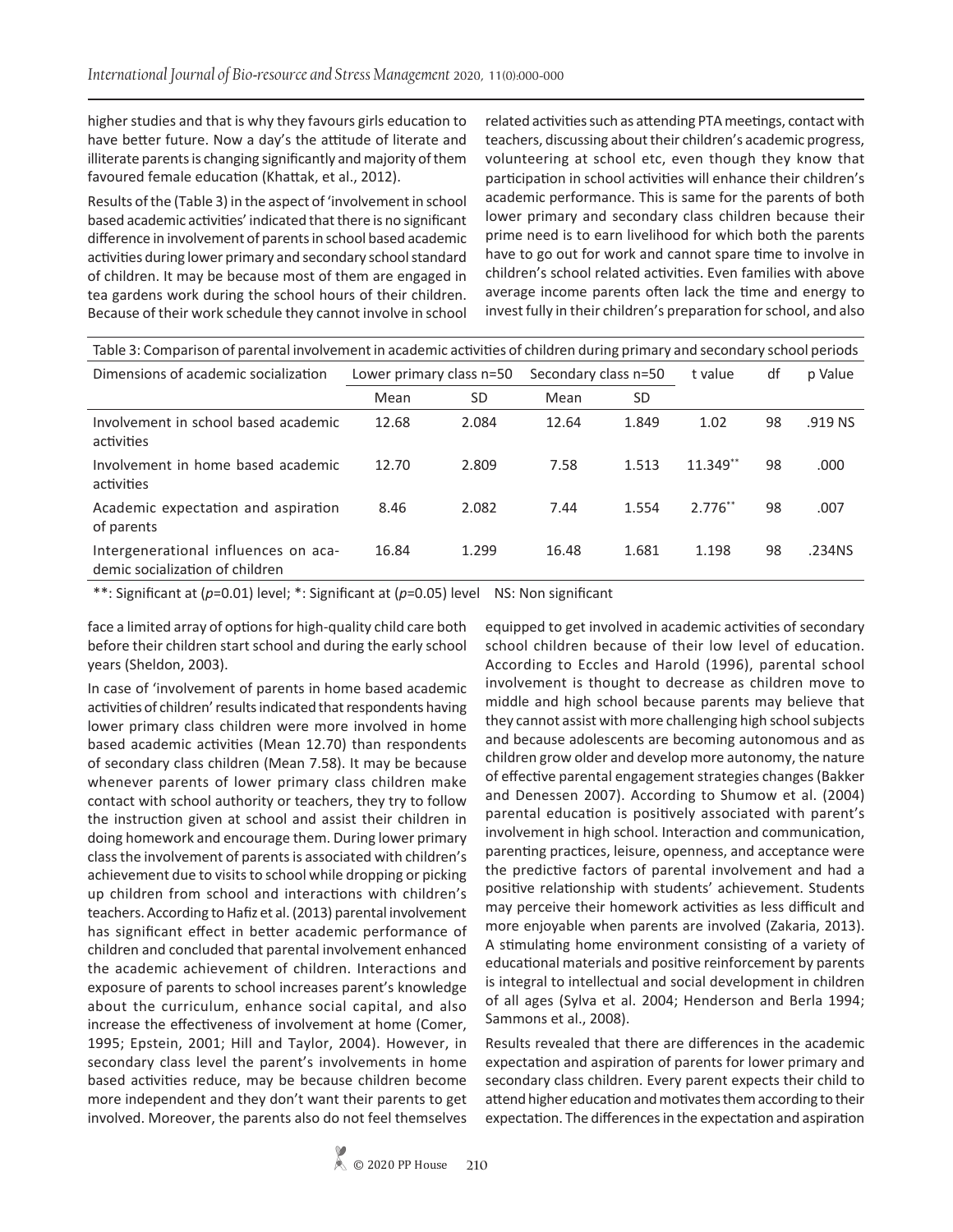higher studies and that is why they favours girls education to have better future. Now a day's the attitude of literate and illiterate parents is changing significantly and majority of them favoured female education (Khattak, et al., 2012).

Results of the (Table 3) in the aspect of 'involvement in school based academic activities' indicated that there is no significant difference in involvement of parents in school based academic activities during lower primary and secondary school standard of children. It may be because most of them are engaged in tea gardens work during the school hours of their children. Because of their work schedule they cannot involve in school related activities such as attending PTA meetings, contact with teachers, discussing about their children's academic progress, volunteering at school etc, even though they know that participation in school activities will enhance their children's academic performance. This is same for the parents of both lower primary and secondary class children because their prime need is to earn livelihood for which both the parents have to go out for work and cannot spare time to involve in children's school related activities. Even families with above average income parents often lack the time and energy to invest fully in their children's preparation for school, and also face a limited array of options for high-quality child care both before their children start school and during the early school years (Sheldon, 2003).

Table 3: Comparison of parental involvement in academic activities of children during primary and secondary school periods

| Dimensions of academic socialization | Lower primary class n=50 | | Secondary class n=50 | | t value | df | p Value |
|---|---|---|---|---|---|---|---|
| | Mean | SD | Mean | SD | | | |
| Involvement in school based academic activities | 12.68 | 2.084 | 12.64 | 1.849 | 1.02 | 98 | .919 NS |
| Involvement in home based academic activities | 12.70 | 2.809 | 7.58 | 1.513 | 11.349** | 98 | .000 |
| Academic expectation and aspiration of parents | 8.46 | 2.082 | 7.44 | 1.554 | 2.776** | 98 | .007 |
| Intergenerational influences on academic socialization of children | 16.84 | 1.299 | 16.48 | 1.681 | 1.198 | 98 | .234NS |

**: Significant at ($p$=0.01) level; *: Significant at ($p$=0.05) level NS: Non significant

In case of 'involvement of parents in home based academic activities of children' results indicated that respondents having lower primary class children were more involved in home based academic activities (Mean 12.70) than respondents of secondary class children (Mean 7.58). It may be because whenever parents of lower primary class children make contact with school authority or teachers, they try to follow the instruction given at school and assist their children in doing homework and encourage them. During lower primary class the involvement of parents is associated with children's achievement due to visits to school while dropping or picking up children from school and interactions with children's teachers. According to Hafiz et al. (2013) parental involvement has significant effect in better academic performance of children and concluded that parental involvement enhanced the academic achievement of children. Interactions and exposure of parents to school increases parent's knowledge about the curriculum, enhance social capital, and also increase the effectiveness of involvement at home (Comer, 1995; Epstein, 2001; Hill and Taylor, 2004). However, in secondary class level the parent's involvements in home based activities reduce, may be because children become more independent and they don't want their parents to get involved. Moreover, the parents also do not feel themselves equipped to get involved in academic activities of secondary school children because of their low level of education. According to Eccles and Harold (1996), parental school involvement is thought to decrease as children move to middle and high school because parents may believe that they cannot assist with more challenging high school subjects and because adolescents are becoming autonomous and as children grow older and develop more autonomy, the nature of effective parental engagement strategies changes (Bakker and Denessen 2007). According to Shumow et al. (2004) parental education is positively associated with parent's involvement in high school. Interaction and communication, parenting practices, leisure, openness, and acceptance were the predictive factors of parental involvement and had a positive relationship with students' achievement. Students may perceive their homework activities as less difficult and more enjoyable when parents are involved (Zakaria, 2013). A stimulating home environment consisting of a variety of educational materials and positive reinforcement by parents is integral to intellectual and social development in children of all ages (Sylva et al. 2004; Henderson and Berla 1994; Sammons et al., 2008).

Results revealed that there are differences in the academic expectation and aspiration of parents for lower primary and secondary class children. Every parent expects their child to attend higher education and motivates them according to their expectation. The differences in the expectation and aspiration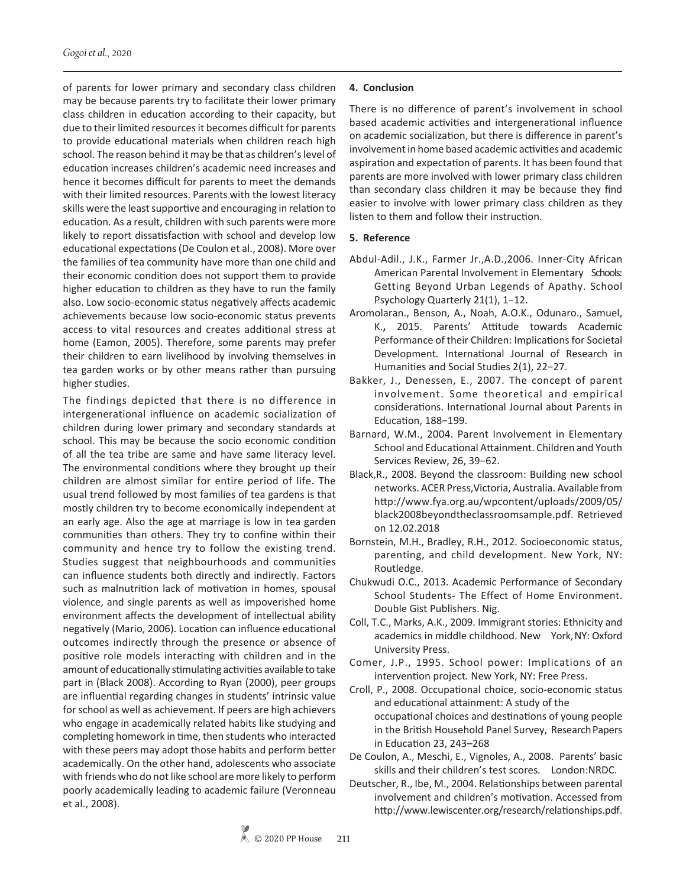of parents for lower primary and secondary class children may be because parents try to facilitate their lower primary class children in education according to their capacity, but due to their limited resources it becomes difficult for parents to provide educational materials when children reach high school. The reason behind it may be that as children's level of education increases children's academic need increases and hence it becomes difficult for parents to meet the demands with their limited resources. Parents with the lowest literacy skills were the least supportive and encouraging in relation to education. As a result, children with such parents were more likely to report dissatisfaction with school and develop low educational expectations (De Coulon et al., 2008). More over the families of tea community have more than one child and their economic condition does not support them to provide higher education to children as they have to run the family also. Low socio-economic status negatively affects academic achievements because low socio-economic status prevents access to vital resources and creates additional stress at home (Eamon, 2005). Therefore, some parents may prefer their children to earn livelihood by involving themselves in tea garden works or by other means rather than pursuing higher studies.

The findings depicted that there is no difference in intergenerational influence on academic socialization of children during lower primary and secondary standards at school. This may be because the socio economic condition of all the tea tribe are same and have same literacy level. The environmental conditions where they brought up their children are almost similar for entire period of life. The usual trend followed by most families of tea gardens is that mostly children try to become economically independent at an early age. Also the age at marriage is low in tea garden communities than others. They try to confine within their community and hence try to follow the existing trend. Studies suggest that neighbourhoods and communities can influence students both directly and indirectly. Factors such as malnutrition lack of motivation in homes, spousal violence, and single parents as well as impoverished home environment affects the development of intellectual ability negatively (Mario, 2006). Location can influence educational outcomes indirectly through the presence or absence of positive role models interacting with children and in the amount of educationally stimulating activities available to take part in (Black 2008). According to Ryan (2000), peer groups are influential regarding changes in students' intrinsic value for school as well as achievement. If peers are high achievers who engage in academically related habits like studying and completing homework in time, then students who interacted with these peers may adopt those habits and perform better academically. On the other hand, adolescents who associate with friends who do not like school are more likely to perform poorly academically leading to academic failure (Veronneau et al., 2008).

## 4. Conclusion

There is no difference of parent's involvement in school based academic activities and intergenerational influence on academic socialization, but there is difference in parent's involvement in home based academic activities and academic aspiration and expectation of parents. It has been found that parents are more involved with lower primary class children than secondary class children it may be because they find easier to involve with lower primary class children as they listen to them and follow their instruction.

## 5. Reference

Abdul-Adil., J.K., Farmer Jr.,A.D.,2006. Inner-City African American Parental Involvement in Elementary Schools: Getting Beyond Urban Legends of Apathy. School Psychology Quarterly 21(1), 1−12.

Aromolaran., Benson, A., Noah, A.O.K., Odunaro., Samuel, K.**,** 2015. Parents' Attitude towards Academic Performance of their Children: Implications for Societal Development. International Journal of Research in Humanities and Social Studies 2(1), 22−27.

Bakker, J., Denessen, E., 2007. The concept of parent involvement. Some theoretical and empirical considerations. International Journal about Parents in Education, 188−199.

Barnard, W.M., 2004. Parent Involvement in Elementary School and Educational Attainment. Children and Youth Services Review, 26, 39−62.

Black,R., 2008. Beyond the classroom: Building new school networks. ACER Press,Victoria, Australia. Available from http://www.fya.org.au/wpcontent/uploads/2009/05/black2008beyondtheclassroomsample.pdf. Retrieved on 12.02.2018

Bornstein, M.H., Bradley, R.H., 2012. Socioeconomic status, parenting, and child development. New York, NY: Routledge.

Chukwudi O.C., 2013. Academic Performance of Secondary School Students- The Effect of Home Environment. Double Gist Publishers. Nig.

Coll, T.C., Marks, A.K., 2009. Immigrant stories: Ethnicity and academics in middle childhood. New York, NY: Oxford University Press.

Comer, J.P., 1995. School power: Implications of an intervention project. New York, NY: Free Press.

Croll, P., 2008. Occupational choice, socio-economic status and educational attainment: A study of the occupational choices and destinations of young people in the British Household Panel Survey, Research Papers in Education 23, 243–268

De Coulon, A., Meschi, E., Vignoles, A., 2008. Parents' basic skills and their children's test scores. London:NRDC.

Deutscher, R., Ibe, M., 2004. Relationships between parental involvement and children's motivation. Accessed from http://www.lewiscenter.org/research/relationships.pdf.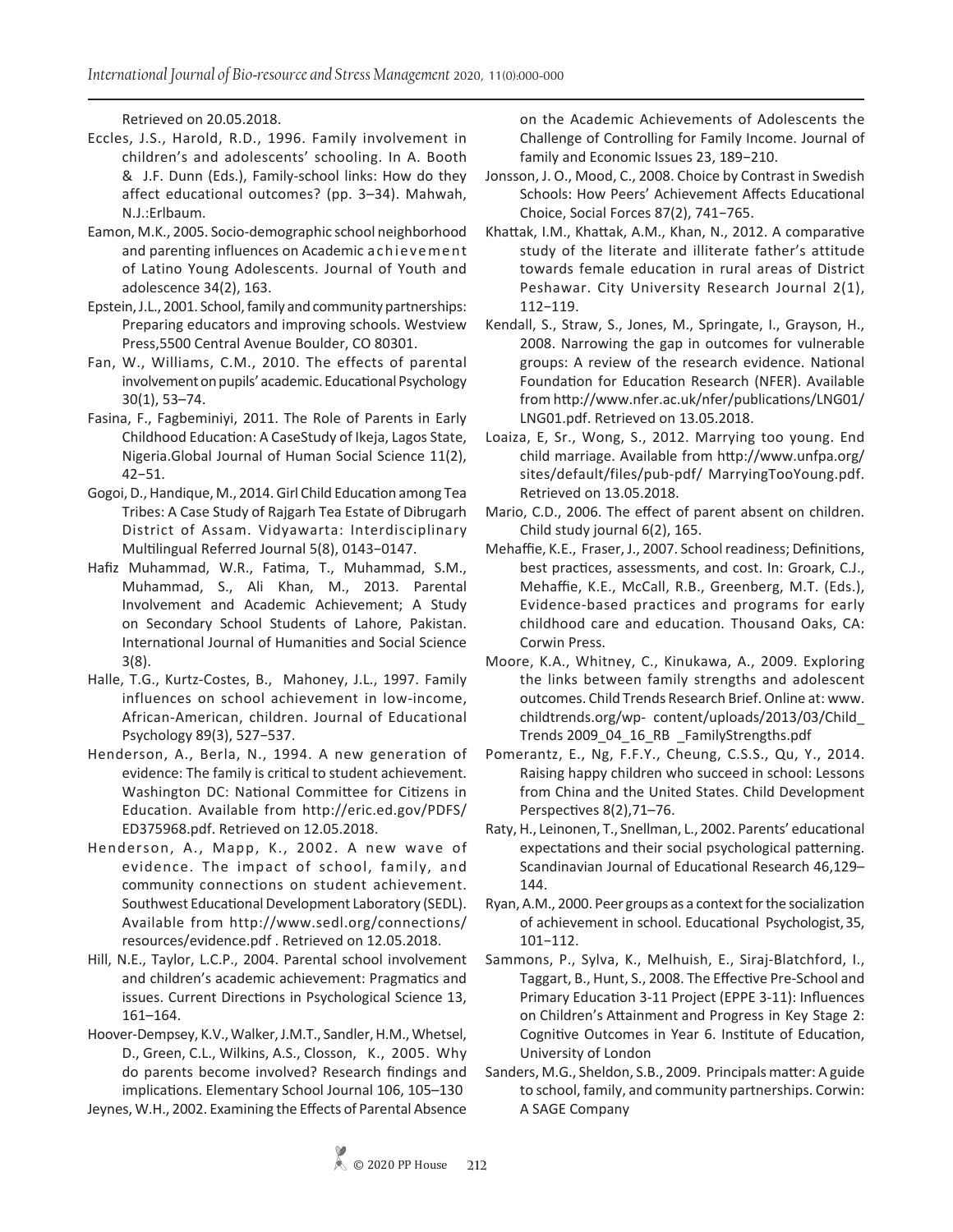Retrieved on 20.05.2018.

Eccles, J.S., Harold, R.D., 1996. Family involvement in children's and adolescents' schooling. In A. Booth & J.F. Dunn (Eds.), Family-school links: How do they affect educational outcomes? (pp. 3–34). Mahwah, N.J.:Erlbaum.

Eamon, M.K., 2005. Socio-demographic school neighborhood and parenting influences on Academic achievement of Latino Young Adolescents. Journal of Youth and adolescence 34(2), 163.

Epstein, J.L., 2001. School, family and community partnerships: Preparing educators and improving schools. Westview Press,5500 Central Avenue Boulder, CO 80301.

Fan, W., Williams, C.M., 2010. The effects of parental involvement on pupils' academic. Educational Psychology 30(1), 53–74.

Fasina, F., Fagbeminiyi, 2011. The Role of Parents in Early Childhood Education: A CaseStudy of Ikeja, Lagos State, Nigeria.Global Journal of Human Social Science 11(2), 42−51.

Gogoi, D., Handique, M., 2014. Girl Child Education among Tea Tribes: A Case Study of Rajgarh Tea Estate of Dibrugarh District of Assam. Vidyawarta: Interdisciplinary Multilingual Referred Journal 5(8), 0143−0147.

Hafiz Muhammad, W.R., Fatima, T., Muhammad, S.M., Muhammad, S., Ali Khan, M., 2013. Parental Involvement and Academic Achievement; A Study on Secondary School Students of Lahore, Pakistan. International Journal of Humanities and Social Science 3(8).

Halle, T.G., Kurtz-Costes, B., Mahoney, J.L., 1997. Family influences on school achievement in low-income, African-American, children. Journal of Educational Psychology 89(3), 527−537.

Henderson, A., Berla, N., 1994. A new generation of evidence: The family is critical to student achievement. Washington DC: National Committee for Citizens in Education. Available from http://eric.ed.gov/PDFS/ED375968.pdf. Retrieved on 12.05.2018.

Henderson, A., Mapp, K., 2002. A new wave of evidence. The impact of school, family, and community connections on student achievement. Southwest Educational Development Laboratory (SEDL). Available from http://www.sedl.org/connections/resources/evidence.pdf . Retrieved on 12.05.2018.

Hill, N.E., Taylor, L.C.P., 2004. Parental school involvement and children's academic achievement: Pragmatics and issues. Current Directions in Psychological Science 13, 161–164.

Hoover-Dempsey, K.V., Walker, J.M.T., Sandler, H.M., Whetsel, D., Green, C.L., Wilkins, A.S., Closson, K., 2005. Why do parents become involved? Research findings and implications. Elementary School Journal 106, 105–130

Jeynes, W.H., 2002. Examining the Effects of Parental Absence on the Academic Achievements of Adolescents the Challenge of Controlling for Family Income. Journal of family and Economic Issues 23, 189−210.

Jonsson, J. O., Mood, C., 2008. Choice by Contrast in Swedish Schools: How Peers' Achievement Affects Educational Choice, Social Forces 87(2), 741−765.

Khattak, I.M., Khattak, A.M., Khan, N., 2012. A comparative study of the literate and illiterate father's attitude towards female education in rural areas of District Peshawar. City University Research Journal 2(1), 112−119.

Kendall, S., Straw, S., Jones, M., Springate, I., Grayson, H., 2008. Narrowing the gap in outcomes for vulnerable groups: A review of the research evidence. National Foundation for Education Research (NFER). Available from http://www.nfer.ac.uk/nfer/publications/LNG01/LNG01.pdf. Retrieved on 13.05.2018.

Loaiza, E, Sr., Wong, S., 2012. Marrying too young. End child marriage. Available from http://www.unfpa.org/sites/default/files/pub-pdf/ MarryingTooYoung.pdf. Retrieved on 13.05.2018.

Mario, C.D., 2006. The effect of parent absent on children. Child study journal 6(2), 165.

Mehaffie, K.E., Fraser, J., 2007. School readiness; Definitions, best practices, assessments, and cost. In: Groark, C.J., Mehaffie, K.E., McCall, R.B., Greenberg, M.T. (Eds.), Evidence-based practices and programs for early childhood care and education. Thousand Oaks, CA: Corwin Press.

Moore, K.A., Whitney, C., Kinukawa, A., 2009. Exploring the links between family strengths and adolescent outcomes. Child Trends Research Brief. Online at: www.childtrends.org/wp- content/uploads/2013/03/Child_Trends 2009_04_16_RB _FamilyStrengths.pdf

Pomerantz, E., Ng, F.F.Y., Cheung, C.S.S., Qu, Y., 2014. Raising happy children who succeed in school: Lessons from China and the United States. Child Development Perspectives 8(2),71–76.

Raty, H., Leinonen, T., Snellman, L., 2002. Parents' educational expectations and their social psychological patterning. Scandinavian Journal of Educational Research 46,129–144.

Ryan, A.M., 2000. Peer groups as a context for the socialization of achievement in school. Educational Psychologist, 35, 101−112.

Sammons, P., Sylva, K., Melhuish, E., Siraj-Blatchford, I., Taggart, B., Hunt, S., 2008. The Effective Pre-School and Primary Education 3-11 Project (EPPE 3-11): Influences on Children's Attainment and Progress in Key Stage 2: Cognitive Outcomes in Year 6. Institute of Education, University of London

Sanders, M.G., Sheldon, S.B., 2009. Principals matter: A guide to school, family, and community partnerships. Corwin: A SAGE Company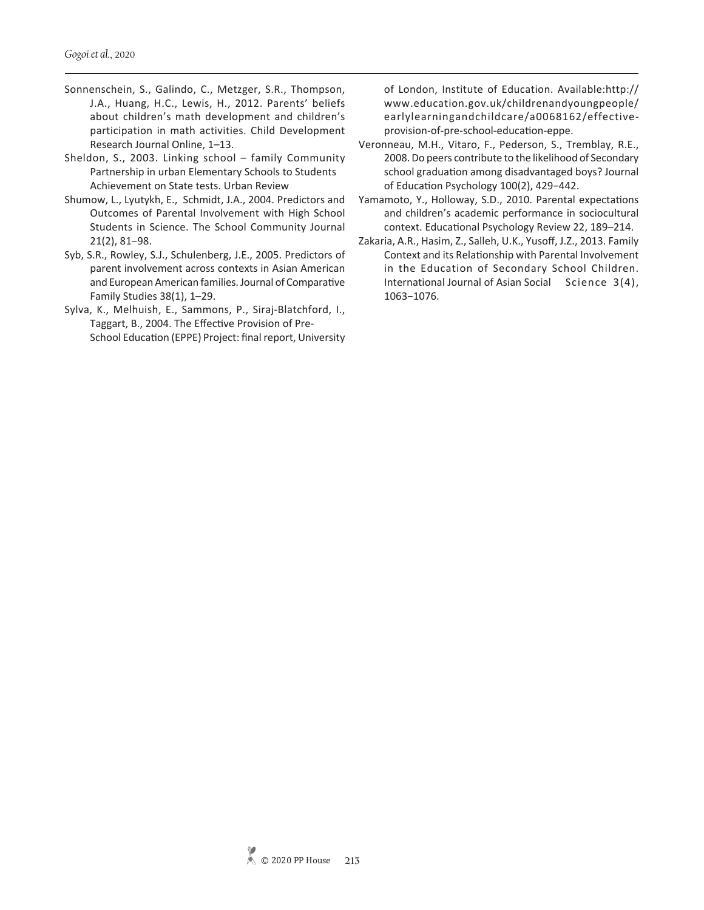Sonnenschein, S., Galindo, C., Metzger, S.R., Thompson, J.A., Huang, H.C., Lewis, H., 2012. Parents' beliefs about children's math development and children's participation in math activities. Child Development Research Journal Online, 1–13.

Sheldon, S., 2003. Linking school – family Community Partnership in urban Elementary Schools to Students Achievement on State tests. Urban Review

Shumow, L., Lyutykh, E., Schmidt, J.A., 2004. Predictors and Outcomes of Parental Involvement with High School Students in Science. The School Community Journal 21(2), 81−98.

Syb, S.R., Rowley, S.J., Schulenberg, J.E., 2005. Predictors of parent involvement across contexts in Asian American and European American families. Journal of Comparative Family Studies 38(1), 1–29.

Sylva, K., Melhuish, E., Sammons, P., Siraj-Blatchford, I., Taggart, B., 2004. The Effective Provision of Pre-School Education (EPPE) Project: final report, University of London, Institute of Education. Available:http://www.education.gov.uk/childrenandyoungpeople/earlylearningandchildcare/a0068162/effective-provision-of-pre-school-education-eppe.

Veronneau, M.H., Vitaro, F., Pederson, S., Tremblay, R.E., 2008. Do peers contribute to the likelihood of Secondary school graduation among disadvantaged boys? Journal of Education Psychology 100(2), 429−442.

Yamamoto, Y., Holloway, S.D., 2010. Parental expectations and children's academic performance in sociocultural context. Educational Psychology Review 22, 189–214.

Zakaria, A.R., Hasim, Z., Salleh, U.K., Yusoff, J.Z., 2013. Family Context and its Relationship with Parental Involvement in the Education of Secondary School Children. International Journal of Asian Social Science 3(4), 1063−1076.